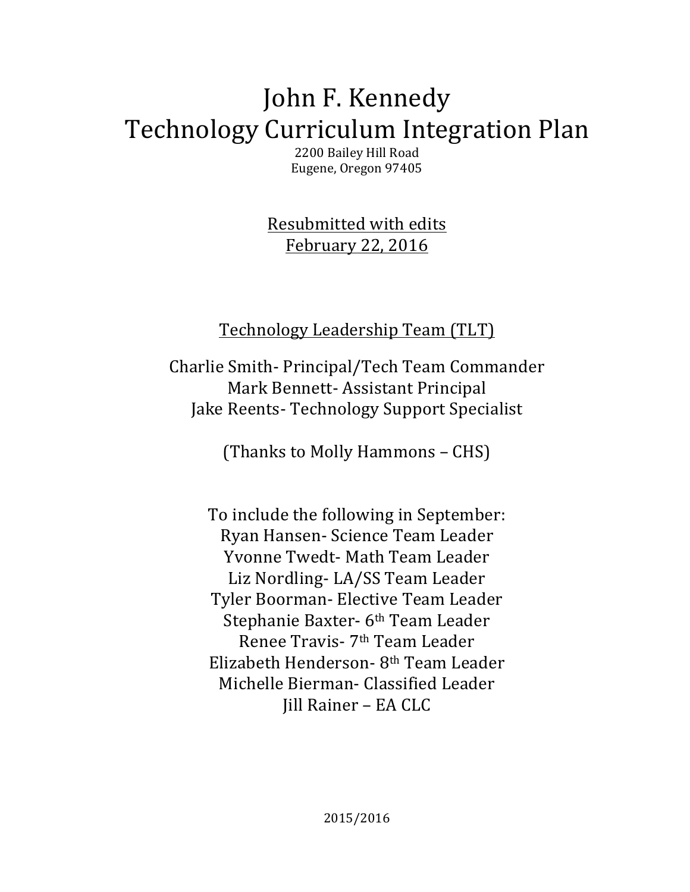# John F. Kennedy
# Technology Curriculum Integration Plan

2200 Bailey Hill Road
Eugene, Oregon 97405

Resubmitted with edits
February 22, 2016

## Technology Leadership Team (TLT)

Charlie Smith- Principal/Tech Team Commander
Mark Bennett- Assistant Principal
Jake Reents- Technology Support Specialist

(Thanks to Molly Hammons – CHS)

To include the following in September:
Ryan Hansen- Science Team Leader
Yvonne Twedt- Math Team Leader
Liz Nordling- LA/SS Team Leader
Tyler Boorman- Elective Team Leader
Stephanie Baxter- 6th Team Leader
Renee Travis- 7th Team Leader
Elizabeth Henderson- 8th Team Leader
Michelle Bierman- Classified Leader
Jill Rainer – EA CLC

2015/2016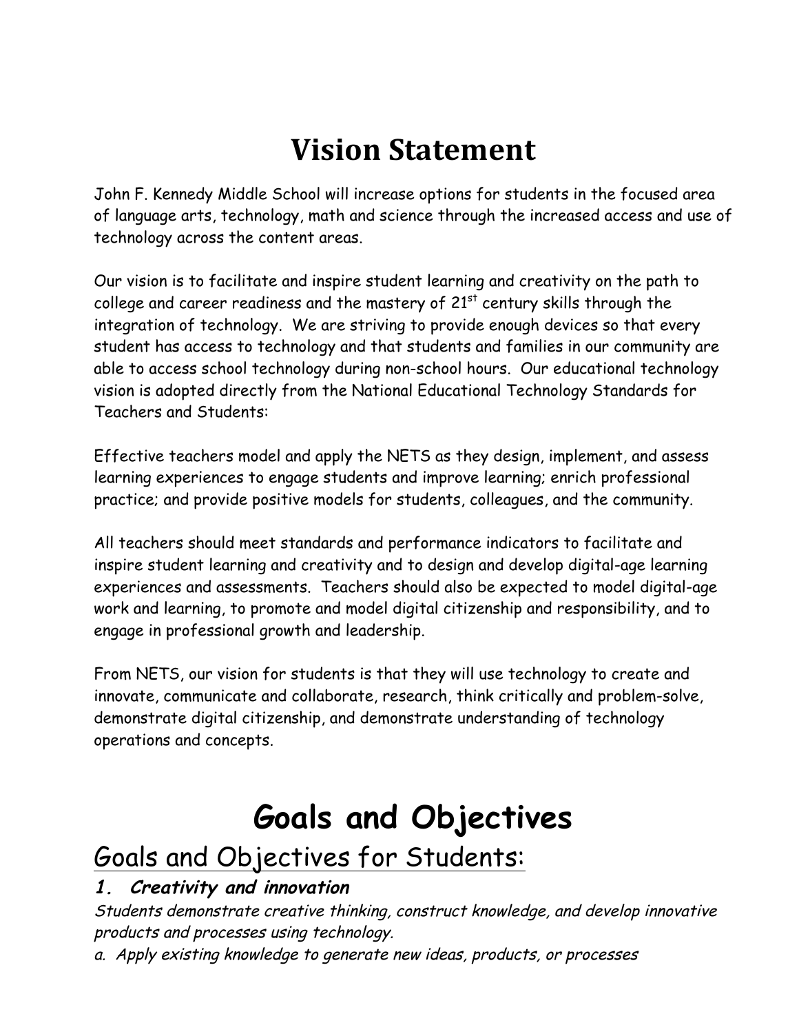# Vision Statement

John F. Kennedy Middle School will increase options for students in the focused area of language arts, technology, math and science through the increased access and use of technology across the content areas.

Our vision is to facilitate and inspire student learning and creativity on the path to college and career readiness and the mastery of 21st century skills through the integration of technology. We are striving to provide enough devices so that every student has access to technology and that students and families in our community are able to access school technology during non-school hours. Our educational technology vision is adopted directly from the National Educational Technology Standards for Teachers and Students:

Effective teachers model and apply the NETS as they design, implement, and assess learning experiences to engage students and improve learning; enrich professional practice; and provide positive models for students, colleagues, and the community.

All teachers should meet standards and performance indicators to facilitate and inspire student learning and creativity and to design and develop digital-age learning experiences and assessments. Teachers should also be expected to model digital-age work and learning, to promote and model digital citizenship and responsibility, and to engage in professional growth and leadership.

From NETS, our vision for students is that they will use technology to create and innovate, communicate and collaborate, research, think critically and problem-solve, demonstrate digital citizenship, and demonstrate understanding of technology operations and concepts.

# Goals and Objectives

## Goals and Objectives for Students:

### *1. Creativity and innovation*

*Students demonstrate creative thinking, construct knowledge, and develop innovative products and processes using technology.*

*a. Apply existing knowledge to generate new ideas, products, or processes*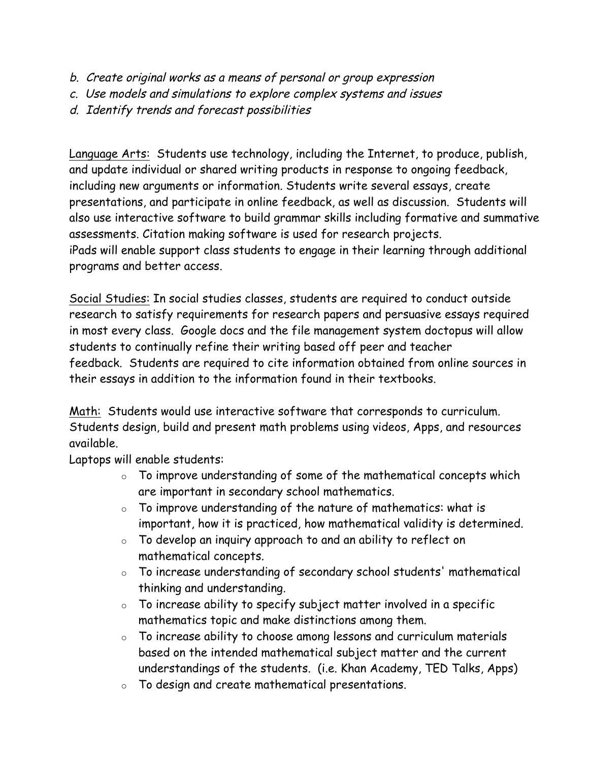*b. Create original works as a means of personal or group expression*
*c. Use models and simulations to explore complex systems and issues*
*d. Identify trends and forecast possibilities*

Language Arts: Students use technology, including the Internet, to produce, publish, and update individual or shared writing products in response to ongoing feedback, including new arguments or information. Students write several essays, create presentations, and participate in online feedback, as well as discussion. Students will also use interactive software to build grammar skills including formative and summative assessments. Citation making software is used for research projects.
iPads will enable support class students to engage in their learning through additional programs and better access.

Social Studies: In social studies classes, students are required to conduct outside research to satisfy requirements for research papers and persuasive essays required in most every class. Google docs and the file management system doctopus will allow students to continually refine their writing based off peer and teacher feedback. Students are required to cite information obtained from online sources in their essays in addition to the information found in their textbooks.

Math: Students would use interactive software that corresponds to curriculum. Students design, build and present math problems using videos, Apps, and resources available.
Laptops will enable students:

- To improve understanding of some of the mathematical concepts which are important in secondary school mathematics.
- To improve understanding of the nature of mathematics: what is important, how it is practiced, how mathematical validity is determined.
- To develop an inquiry approach to and an ability to reflect on mathematical concepts.
- To increase understanding of secondary school students' mathematical thinking and understanding.
- To increase ability to specify subject matter involved in a specific mathematics topic and make distinctions among them.
- To increase ability to choose among lessons and curriculum materials based on the intended mathematical subject matter and the current understandings of the students. (i.e. Khan Academy, TED Talks, Apps)
- To design and create mathematical presentations.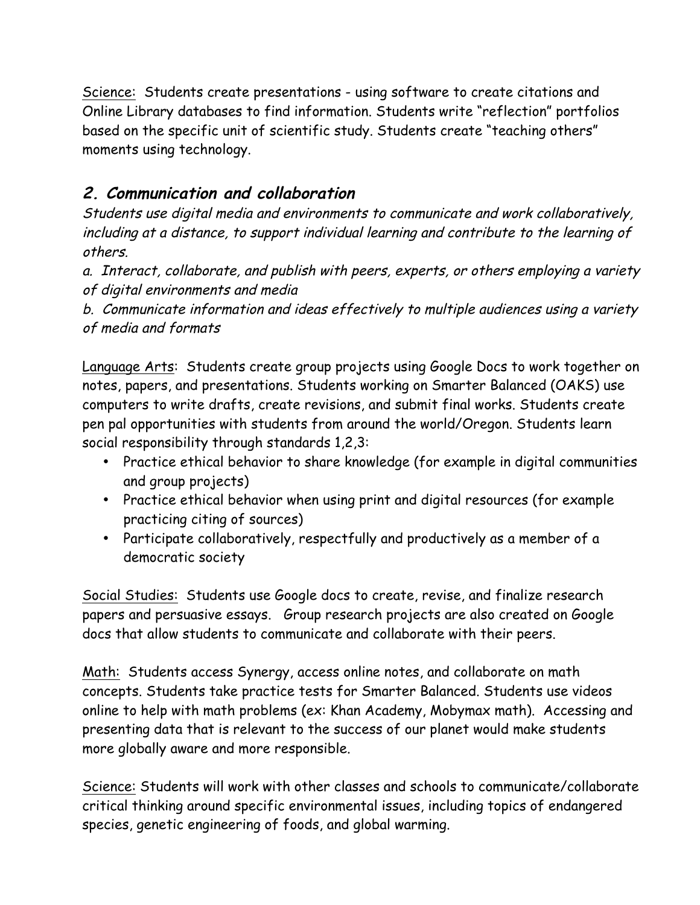<u>Science</u>: Students create presentations - using software to create citations and Online Library databases to find information. Students write "reflection" portfolios based on the specific unit of scientific study. Students create "teaching others" moments using technology.

## *2. Communication and collaboration*

*Students use digital media and environments to communicate and work collaboratively, including at a distance, to support individual learning and contribute to the learning of others.*

*a. Interact, collaborate, and publish with peers, experts, or others employing a variety of digital environments and media*

*b. Communicate information and ideas effectively to multiple audiences using a variety of media and formats*

<u>Language Arts</u>: Students create group projects using Google Docs to work together on notes, papers, and presentations. Students working on Smarter Balanced (OAKS) use computers to write drafts, create revisions, and submit final works. Students create pen pal opportunities with students from around the world/Oregon. Students learn social responsibility through standards 1,2,3:

- Practice ethical behavior to share knowledge (for example in digital communities and group projects)
- Practice ethical behavior when using print and digital resources (for example practicing citing of sources)
- Participate collaboratively, respectfully and productively as a member of a democratic society

<u>Social Studies</u>: Students use Google docs to create, revise, and finalize research papers and persuasive essays. Group research projects are also created on Google docs that allow students to communicate and collaborate with their peers.

<u>Math</u>: Students access Synergy, access online notes, and collaborate on math concepts. Students take practice tests for Smarter Balanced. Students use videos online to help with math problems (ex: Khan Academy, Mobymax math). Accessing and presenting data that is relevant to the success of our planet would make students more globally aware and more responsible.

<u>Science</u>: Students will work with other classes and schools to communicate/collaborate critical thinking around specific environmental issues, including topics of endangered species, genetic engineering of foods, and global warming.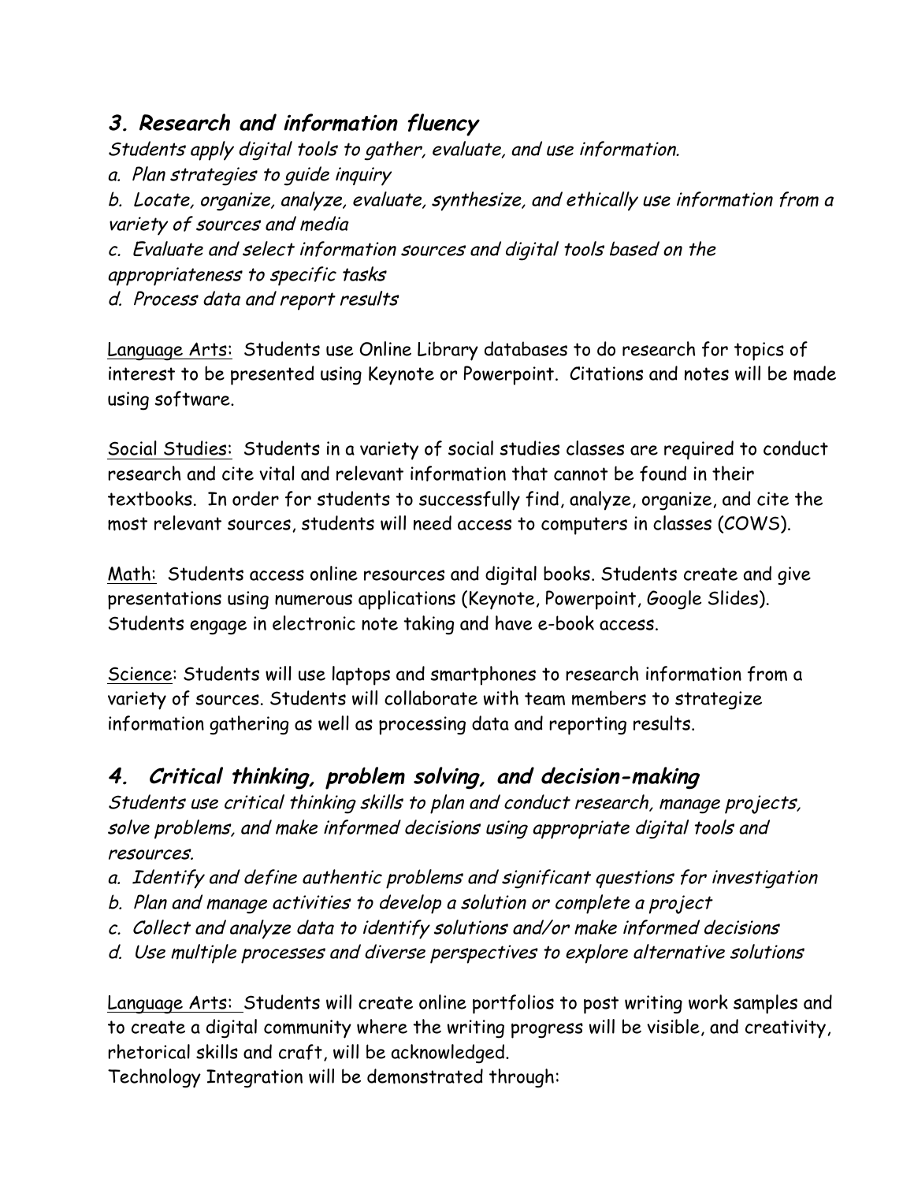## *3. Research and information fluency*

*Students apply digital tools to gather, evaluate, and use information.*

*a. Plan strategies to guide inquiry*

*b. Locate, organize, analyze, evaluate, synthesize, and ethically use information from a variety of sources and media*

*c. Evaluate and select information sources and digital tools based on the appropriateness to specific tasks*

*d. Process data and report results*

<u>Language Arts:</u> Students use Online Library databases to do research for topics of interest to be presented using Keynote or Powerpoint. Citations and notes will be made using software.

<u>Social Studies:</u> Students in a variety of social studies classes are required to conduct research and cite vital and relevant information that cannot be found in their textbooks. In order for students to successfully find, analyze, organize, and cite the most relevant sources, students will need access to computers in classes (COWS).

<u>Math:</u> Students access online resources and digital books. Students create and give presentations using numerous applications (Keynote, Powerpoint, Google Slides). Students engage in electronic note taking and have e-book access.

<u>Science</u>: Students will use laptops and smartphones to research information from a variety of sources. Students will collaborate with team members to strategize information gathering as well as processing data and reporting results.

## *4. Critical thinking, problem solving, and decision-making*

*Students use critical thinking skills to plan and conduct research, manage projects, solve problems, and make informed decisions using appropriate digital tools and resources.*

*a. Identify and define authentic problems and significant questions for investigation*

*b. Plan and manage activities to develop a solution or complete a project*

*c. Collect and analyze data to identify solutions and/or make informed decisions*

*d. Use multiple processes and diverse perspectives to explore alternative solutions*

<u>Language Arts:</u> Students will create online portfolios to post writing work samples and to create a digital community where the writing progress will be visible, and creativity, rhetorical skills and craft, will be acknowledged.

Technology Integration will be demonstrated through: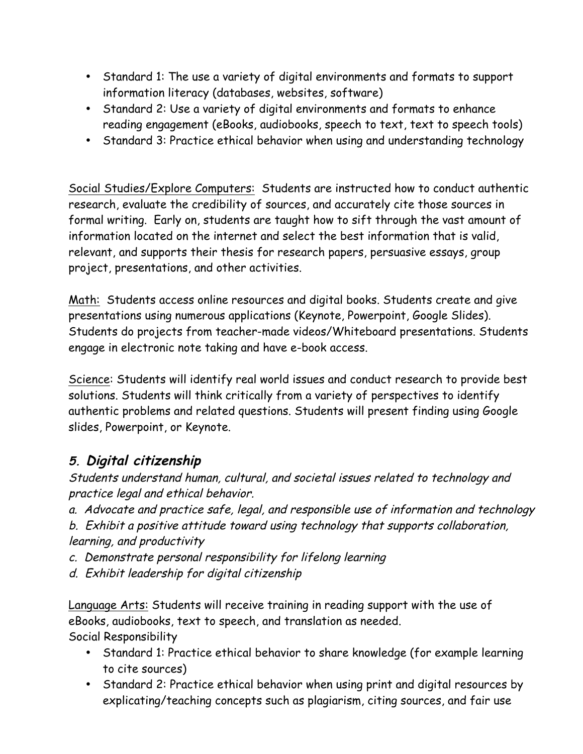- Standard 1: The use a variety of digital environments and formats to support information literacy (databases, websites, software)
- Standard 2: Use a variety of digital environments and formats to enhance reading engagement (eBooks, audiobooks, speech to text, text to speech tools)
- Standard 3: Practice ethical behavior when using and understanding technology

Social Studies/Explore Computers: Students are instructed how to conduct authentic research, evaluate the credibility of sources, and accurately cite those sources in formal writing. Early on, students are taught how to sift through the vast amount of information located on the internet and select the best information that is valid, relevant, and supports their thesis for research papers, persuasive essays, group project, presentations, and other activities.

Math: Students access online resources and digital books. Students create and give presentations using numerous applications (Keynote, Powerpoint, Google Slides). Students do projects from teacher-made videos/Whiteboard presentations. Students engage in electronic note taking and have e-book access.

Science: Students will identify real world issues and conduct research to provide best solutions. Students will think critically from a variety of perspectives to identify authentic problems and related questions. Students will present finding using Google slides, Powerpoint, or Keynote.

## *5. Digital citizenship*

*Students understand human, cultural, and societal issues related to technology and practice legal and ethical behavior.*

*a. Advocate and practice safe, legal, and responsible use of information and technology*

*b. Exhibit a positive attitude toward using technology that supports collaboration, learning, and productivity*

*c. Demonstrate personal responsibility for lifelong learning*

*d. Exhibit leadership for digital citizenship*

Language Arts: Students will receive training in reading support with the use of eBooks, audiobooks, text to speech, and translation as needed.
Social Responsibility

- Standard 1: Practice ethical behavior to share knowledge (for example learning to cite sources)
- Standard 2: Practice ethical behavior when using print and digital resources by explicating/teaching concepts such as plagiarism, citing sources, and fair use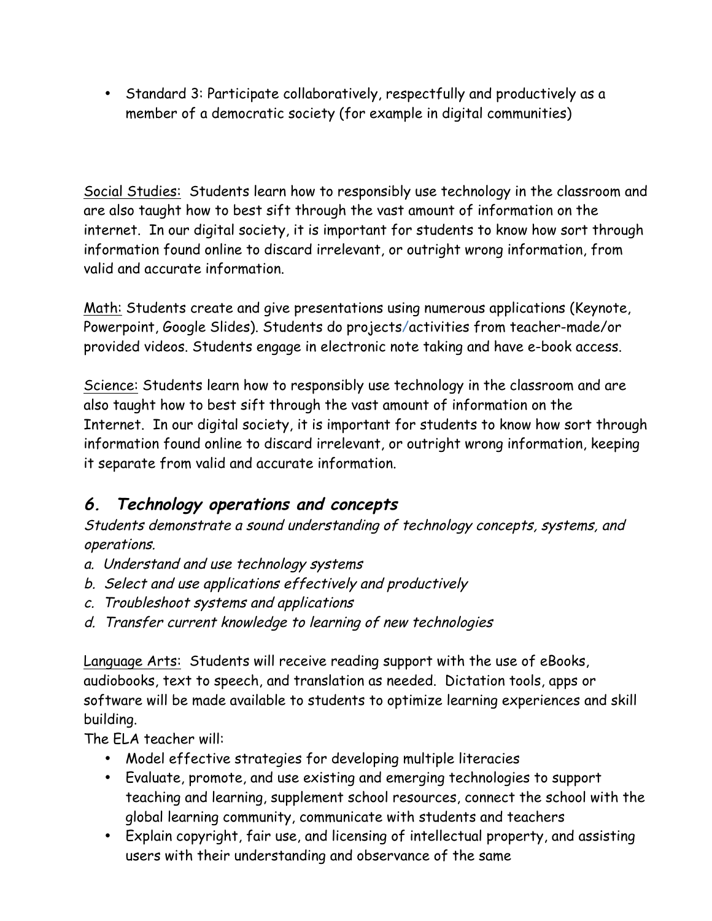- Standard 3: Participate collaboratively, respectfully and productively as a member of a democratic society (for example in digital communities)

Social Studies: Students learn how to responsibly use technology in the classroom and are also taught how to best sift through the vast amount of information on the internet. In our digital society, it is important for students to know how sort through information found online to discard irrelevant, or outright wrong information, from valid and accurate information.

Math: Students create and give presentations using numerous applications (Keynote, Powerpoint, Google Slides). Students do projects/activities from teacher-made/or provided videos. Students engage in electronic note taking and have e-book access.

Science: Students learn how to responsibly use technology in the classroom and are also taught how to best sift through the vast amount of information on the Internet. In our digital society, it is important for students to know how sort through information found online to discard irrelevant, or outright wrong information, keeping it separate from valid and accurate information.

## *6. Technology operations and concepts*

*Students demonstrate a sound understanding of technology concepts, systems, and operations.*

*a. Understand and use technology systems*
*b. Select and use applications effectively and productively*
*c. Troubleshoot systems and applications*
*d. Transfer current knowledge to learning of new technologies*

Language Arts: Students will receive reading support with the use of eBooks, audiobooks, text to speech, and translation as needed. Dictation tools, apps or software will be made available to students to optimize learning experiences and skill building.

The ELA teacher will:

- Model effective strategies for developing multiple literacies
- Evaluate, promote, and use existing and emerging technologies to support teaching and learning, supplement school resources, connect the school with the global learning community, communicate with students and teachers
- Explain copyright, fair use, and licensing of intellectual property, and assisting users with their understanding and observance of the same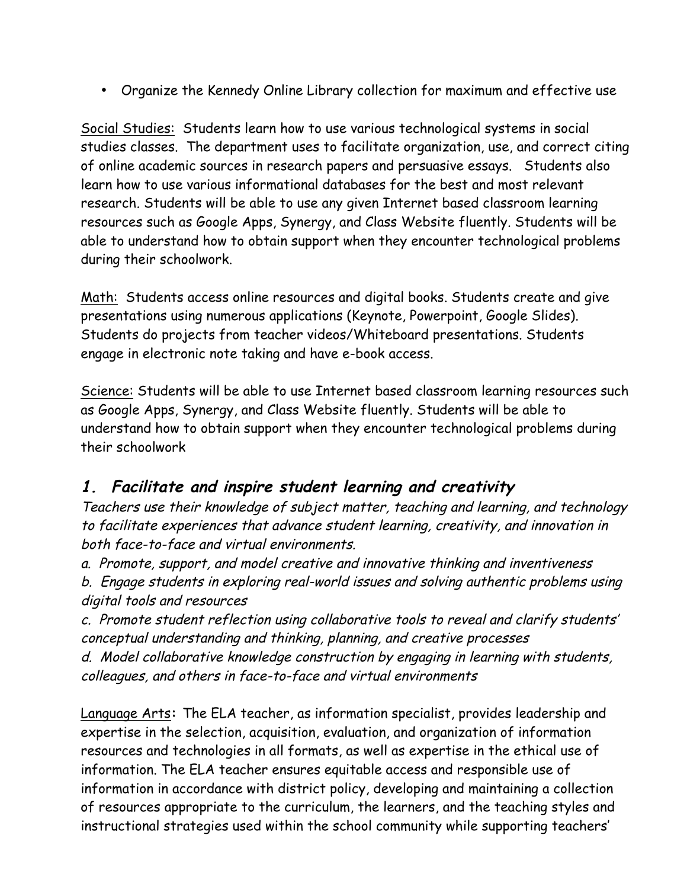- Organize the Kennedy Online Library collection for maximum and effective use

Social Studies: Students learn how to use various technological systems in social studies classes. The department uses to facilitate organization, use, and correct citing of online academic sources in research papers and persuasive essays. Students also learn how to use various informational databases for the best and most relevant research. Students will be able to use any given Internet based classroom learning resources such as Google Apps, Synergy, and Class Website fluently. Students will be able to understand how to obtain support when they encounter technological problems during their schoolwork.

Math: Students access online resources and digital books. Students create and give presentations using numerous applications (Keynote, Powerpoint, Google Slides). Students do projects from teacher videos/Whiteboard presentations. Students engage in electronic note taking and have e-book access.

Science: Students will be able to use Internet based classroom learning resources such as Google Apps, Synergy, and Class Website fluently. Students will be able to understand how to obtain support when they encounter technological problems during their schoolwork

## *1. Facilitate and inspire student learning and creativity*

*Teachers use their knowledge of subject matter, teaching and learning, and technology to facilitate experiences that advance student learning, creativity, and innovation in both face-to-face and virtual environments.*

*a. Promote, support, and model creative and innovative thinking and inventiveness*

*b. Engage students in exploring real-world issues and solving authentic problems using digital tools and resources*

*c. Promote student reflection using collaborative tools to reveal and clarify students' conceptual understanding and thinking, planning, and creative processes*

*d. Model collaborative knowledge construction by engaging in learning with students, colleagues, and others in face-to-face and virtual environments*

Language Arts**:** The ELA teacher, as information specialist, provides leadership and expertise in the selection, acquisition, evaluation, and organization of information resources and technologies in all formats, as well as expertise in the ethical use of information. The ELA teacher ensures equitable access and responsible use of information in accordance with district policy, developing and maintaining a collection of resources appropriate to the curriculum, the learners, and the teaching styles and instructional strategies used within the school community while supporting teachers'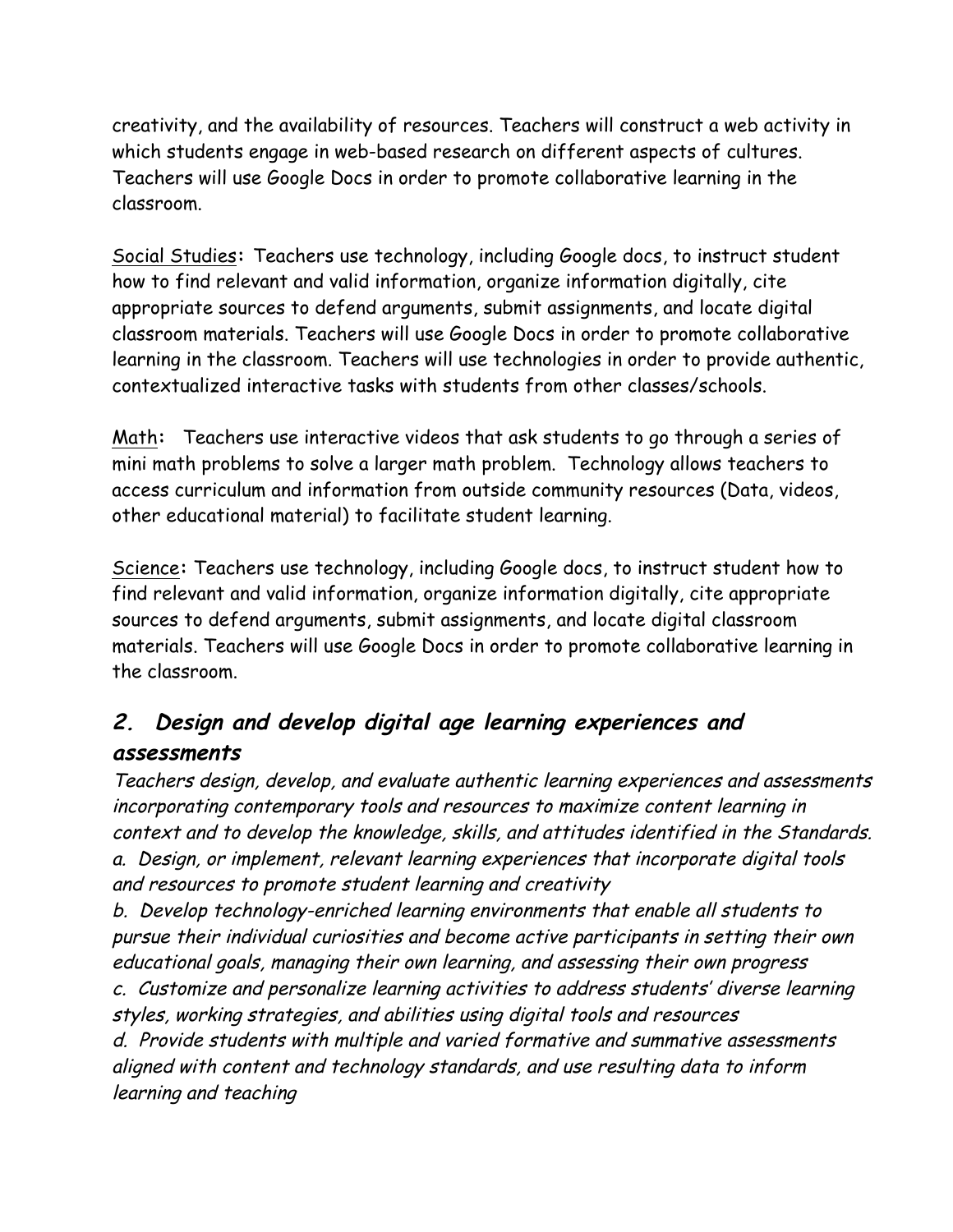creativity, and the availability of resources. Teachers will construct a web activity in which students engage in web-based research on different aspects of cultures. Teachers will use Google Docs in order to promote collaborative learning in the classroom.

Social Studies**:** Teachers use technology, including Google docs, to instruct student how to find relevant and valid information, organize information digitally, cite appropriate sources to defend arguments, submit assignments, and locate digital classroom materials. Teachers will use Google Docs in order to promote collaborative learning in the classroom. Teachers will use technologies in order to provide authentic, contextualized interactive tasks with students from other classes/schools.

Math**:** Teachers use interactive videos that ask students to go through a series of mini math problems to solve a larger math problem. Technology allows teachers to access curriculum and information from outside community resources (Data, videos, other educational material) to facilitate student learning.

Science**:** Teachers use technology, including Google docs, to instruct student how to find relevant and valid information, organize information digitally, cite appropriate sources to defend arguments, submit assignments, and locate digital classroom materials. Teachers will use Google Docs in order to promote collaborative learning in the classroom.

## *2. Design and develop digital age learning experiences and assessments*

*Teachers design, develop, and evaluate authentic learning experiences and assessments incorporating contemporary tools and resources to maximize content learning in context and to develop the knowledge, skills, and attitudes identified in the Standards.*

*a. Design, or implement, relevant learning experiences that incorporate digital tools and resources to promote student learning and creativity*

*b. Develop technology-enriched learning environments that enable all students to pursue their individual curiosities and become active participants in setting their own educational goals, managing their own learning, and assessing their own progress*

*c. Customize and personalize learning activities to address students' diverse learning styles, working strategies, and abilities using digital tools and resources*

*d. Provide students with multiple and varied formative and summative assessments aligned with content and technology standards, and use resulting data to inform learning and teaching*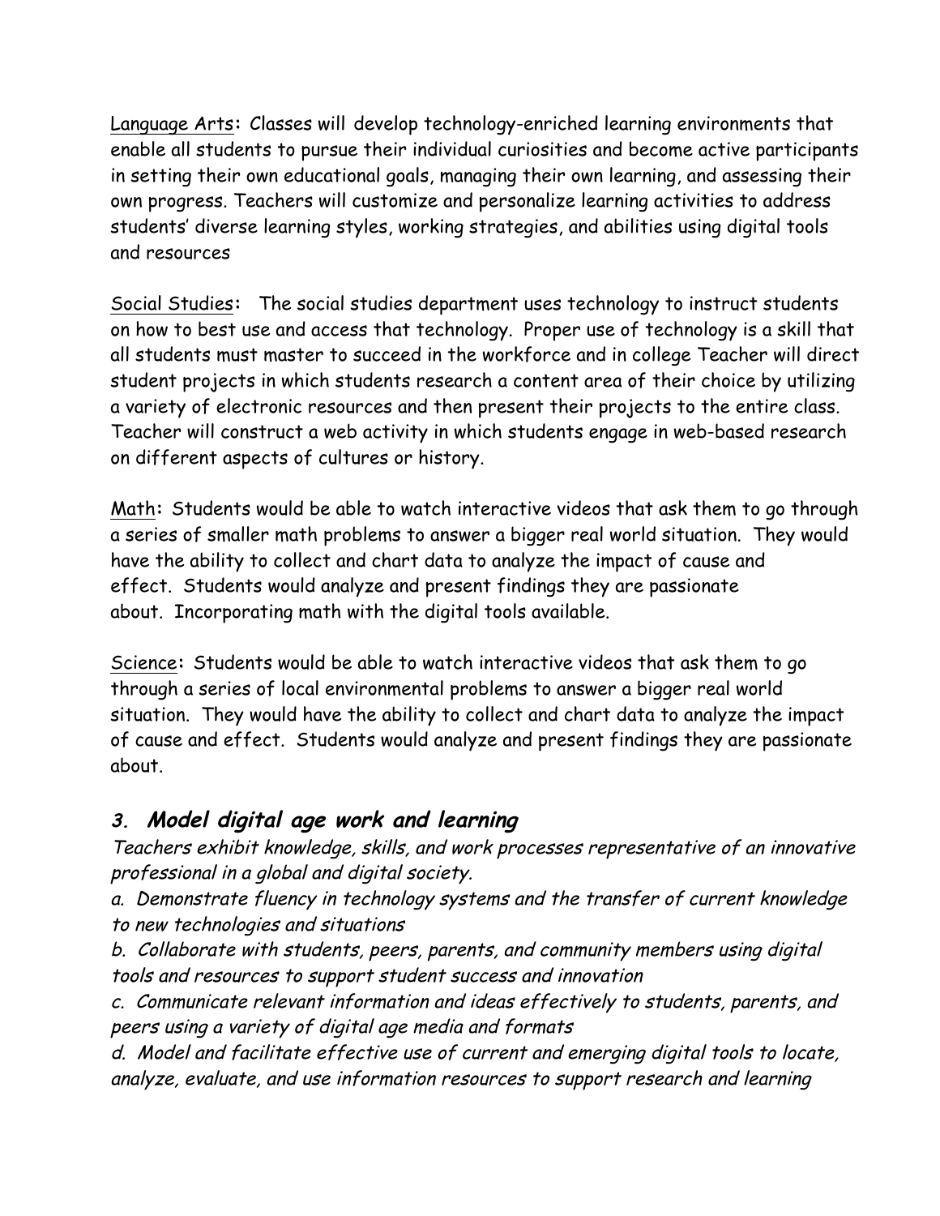Language Arts: Classes will develop technology-enriched learning environments that enable all students to pursue their individual curiosities and become active participants in setting their own educational goals, managing their own learning, and assessing their own progress. Teachers will customize and personalize learning activities to address students' diverse learning styles, working strategies, and abilities using digital tools and resources

Social Studies: The social studies department uses technology to instruct students on how to best use and access that technology. Proper use of technology is a skill that all students must master to succeed in the workforce and in college Teacher will direct student projects in which students research a content area of their choice by utilizing a variety of electronic resources and then present their projects to the entire class. Teacher will construct a web activity in which students engage in web-based research on different aspects of cultures or history.

Math: Students would be able to watch interactive videos that ask them to go through a series of smaller math problems to answer a bigger real world situation. They would have the ability to collect and chart data to analyze the impact of cause and effect. Students would analyze and present findings they are passionate about. Incorporating math with the digital tools available.

Science: Students would be able to watch interactive videos that ask them to go through a series of local environmental problems to answer a bigger real world situation. They would have the ability to collect and chart data to analyze the impact of cause and effect. Students would analyze and present findings they are passionate about.

## 3. Model digital age work and learning

*Teachers exhibit knowledge, skills, and work processes representative of an innovative professional in a global and digital society.*

*a. Demonstrate fluency in technology systems and the transfer of current knowledge to new technologies and situations*

*b. Collaborate with students, peers, parents, and community members using digital tools and resources to support student success and innovation*

*c. Communicate relevant information and ideas effectively to students, parents, and peers using a variety of digital age media and formats*

*d. Model and facilitate effective use of current and emerging digital tools to locate, analyze, evaluate, and use information resources to support research and learning*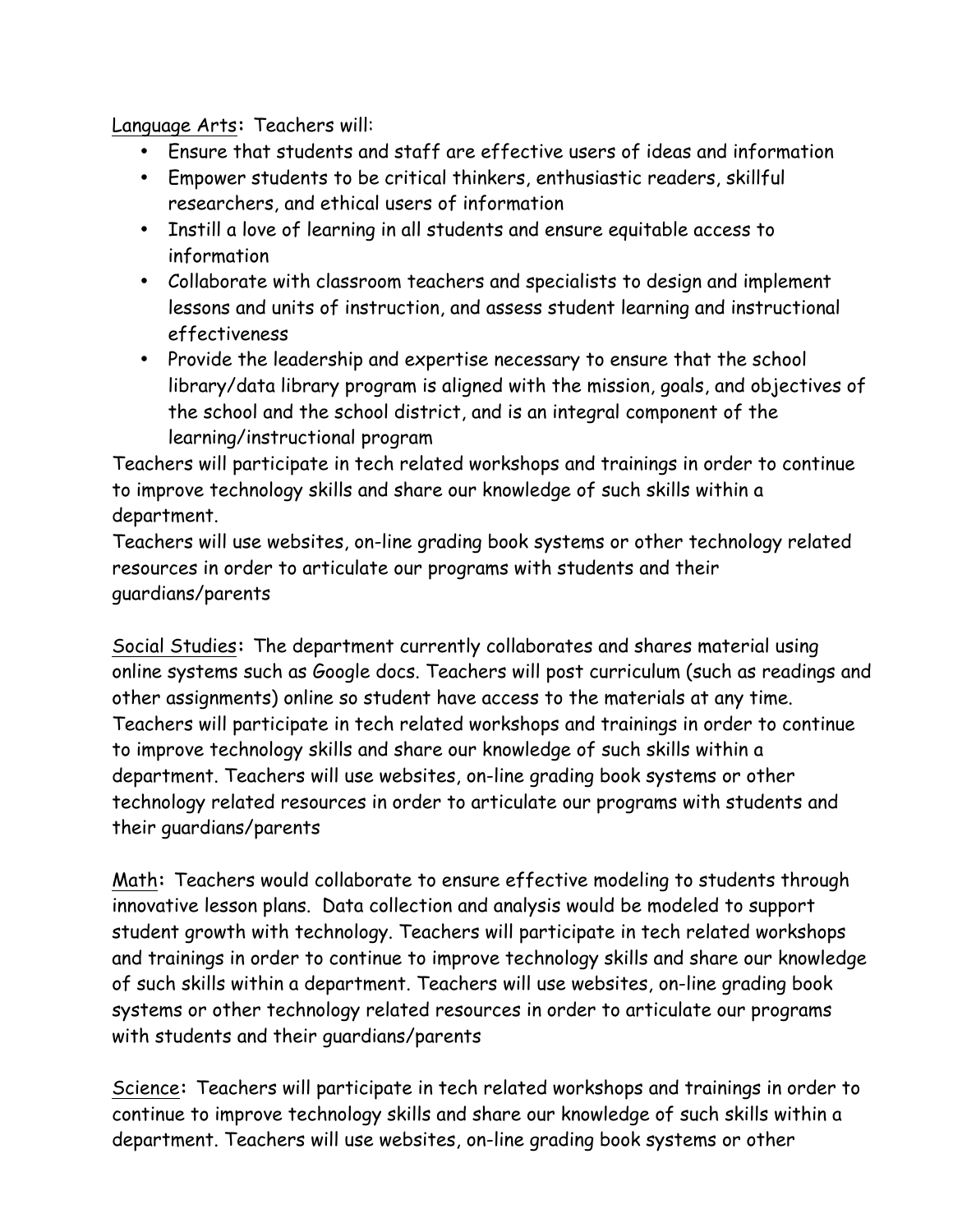<u>Language Arts</u>**:** Teachers will:

- Ensure that students and staff are effective users of ideas and information
- Empower students to be critical thinkers, enthusiastic readers, skillful researchers, and ethical users of information
- Instill a love of learning in all students and ensure equitable access to information
- Collaborate with classroom teachers and specialists to design and implement lessons and units of instruction, and assess student learning and instructional effectiveness
- Provide the leadership and expertise necessary to ensure that the school library/data library program is aligned with the mission, goals, and objectives of the school and the school district, and is an integral component of the learning/instructional program

Teachers will participate in tech related workshops and trainings in order to continue to improve technology skills and share our knowledge of such skills within a department.
Teachers will use websites, on-line grading book systems or other technology related resources in order to articulate our programs with students and their guardians/parents

<u>Social Studies</u>**:** The department currently collaborates and shares material using online systems such as Google docs. Teachers will post curriculum (such as readings and other assignments) online so student have access to the materials at any time. Teachers will participate in tech related workshops and trainings in order to continue to improve technology skills and share our knowledge of such skills within a department. Teachers will use websites, on-line grading book systems or other technology related resources in order to articulate our programs with students and their guardians/parents

<u>Math</u>**:** Teachers would collaborate to ensure effective modeling to students through innovative lesson plans. Data collection and analysis would be modeled to support student growth with technology. Teachers will participate in tech related workshops and trainings in order to continue to improve technology skills and share our knowledge of such skills within a department. Teachers will use websites, on-line grading book systems or other technology related resources in order to articulate our programs with students and their guardians/parents

<u>Science</u>**:** Teachers will participate in tech related workshops and trainings in order to continue to improve technology skills and share our knowledge of such skills within a department. Teachers will use websites, on-line grading book systems or other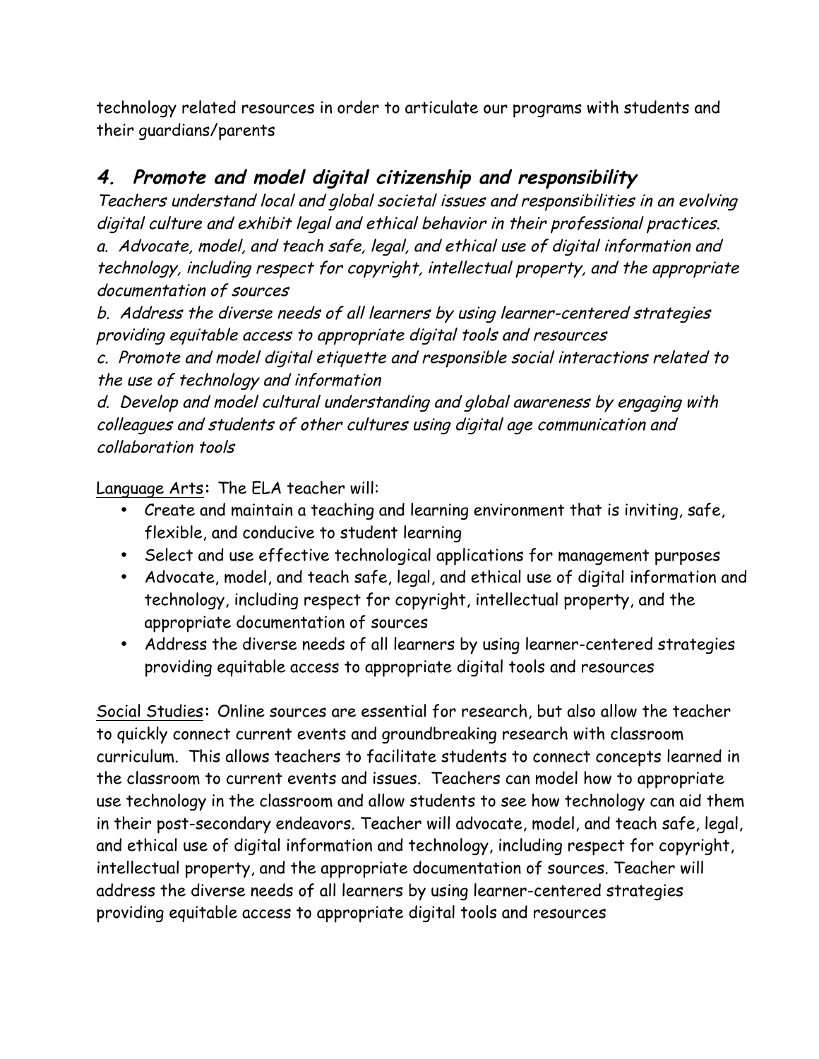technology related resources in order to articulate our programs with students and their guardians/parents

## *4. Promote and model digital citizenship and responsibility*

*Teachers understand local and global societal issues and responsibilities in an evolving digital culture and exhibit legal and ethical behavior in their professional practices.*
*a. Advocate, model, and teach safe, legal, and ethical use of digital information and technology, including respect for copyright, intellectual property, and the appropriate documentation of sources*
*b. Address the diverse needs of all learners by using learner-centered strategies providing equitable access to appropriate digital tools and resources*
*c. Promote and model digital etiquette and responsible social interactions related to the use of technology and information*
*d. Develop and model cultural understanding and global awareness by engaging with colleagues and students of other cultures using digital age communication and collaboration tools*

<u>Language Arts</u>**:** The ELA teacher will:

- Create and maintain a teaching and learning environment that is inviting, safe, flexible, and conducive to student learning
- Select and use effective technological applications for management purposes
- Advocate, model, and teach safe, legal, and ethical use of digital information and technology, including respect for copyright, intellectual property, and the appropriate documentation of sources
- Address the diverse needs of all learners by using learner-centered strategies providing equitable access to appropriate digital tools and resources

<u>Social Studies</u>**:** Online sources are essential for research, but also allow the teacher to quickly connect current events and groundbreaking research with classroom curriculum. This allows teachers to facilitate students to connect concepts learned in the classroom to current events and issues. Teachers can model how to appropriate use technology in the classroom and allow students to see how technology can aid them in their post-secondary endeavors. Teacher will advocate, model, and teach safe, legal, and ethical use of digital information and technology, including respect for copyright, intellectual property, and the appropriate documentation of sources. Teacher will address the diverse needs of all learners by using learner-centered strategies providing equitable access to appropriate digital tools and resources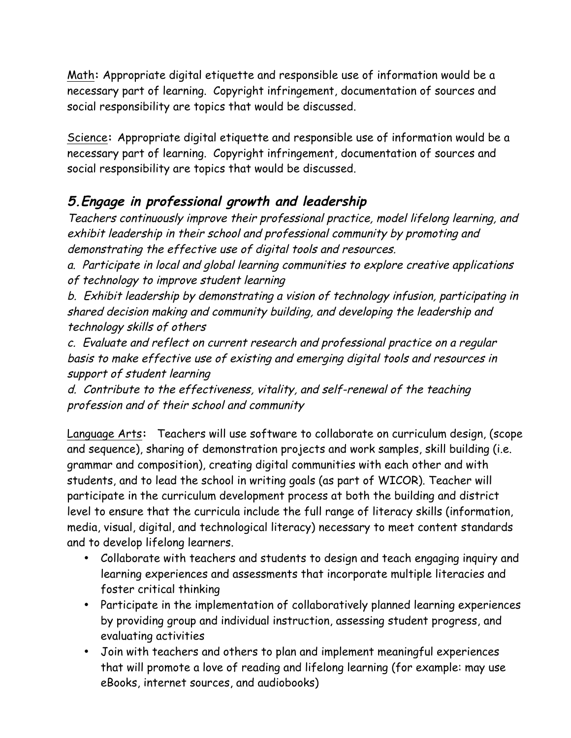<u>Math</u>**:** Appropriate digital etiquette and responsible use of information would be a necessary part of learning. Copyright infringement, documentation of sources and social responsibility are topics that would be discussed.

<u>Science</u>**:** Appropriate digital etiquette and responsible use of information would be a necessary part of learning. Copyright infringement, documentation of sources and social responsibility are topics that would be discussed.

## *5. Engage in professional growth and leadership*

*Teachers continuously improve their professional practice, model lifelong learning, and exhibit leadership in their school and professional community by promoting and demonstrating the effective use of digital tools and resources.*

*a. Participate in local and global learning communities to explore creative applications of technology to improve student learning*

*b. Exhibit leadership by demonstrating a vision of technology infusion, participating in shared decision making and community building, and developing the leadership and technology skills of others*

*c. Evaluate and reflect on current research and professional practice on a regular basis to make effective use of existing and emerging digital tools and resources in support of student learning*

*d. Contribute to the effectiveness, vitality, and self-renewal of the teaching profession and of their school and community*

<u>Language Arts</u>**:** Teachers will use software to collaborate on curriculum design, (scope and sequence), sharing of demonstration projects and work samples, skill building (i.e. grammar and composition), creating digital communities with each other and with students, and to lead the school in writing goals (as part of WICOR). Teacher will participate in the curriculum development process at both the building and district level to ensure that the curricula include the full range of literacy skills (information, media, visual, digital, and technological literacy) necessary to meet content standards and to develop lifelong learners.

- Collaborate with teachers and students to design and teach engaging inquiry and learning experiences and assessments that incorporate multiple literacies and foster critical thinking
- Participate in the implementation of collaboratively planned learning experiences by providing group and individual instruction, assessing student progress, and evaluating activities
- Join with teachers and others to plan and implement meaningful experiences that will promote a love of reading and lifelong learning (for example: may use eBooks, internet sources, and audiobooks)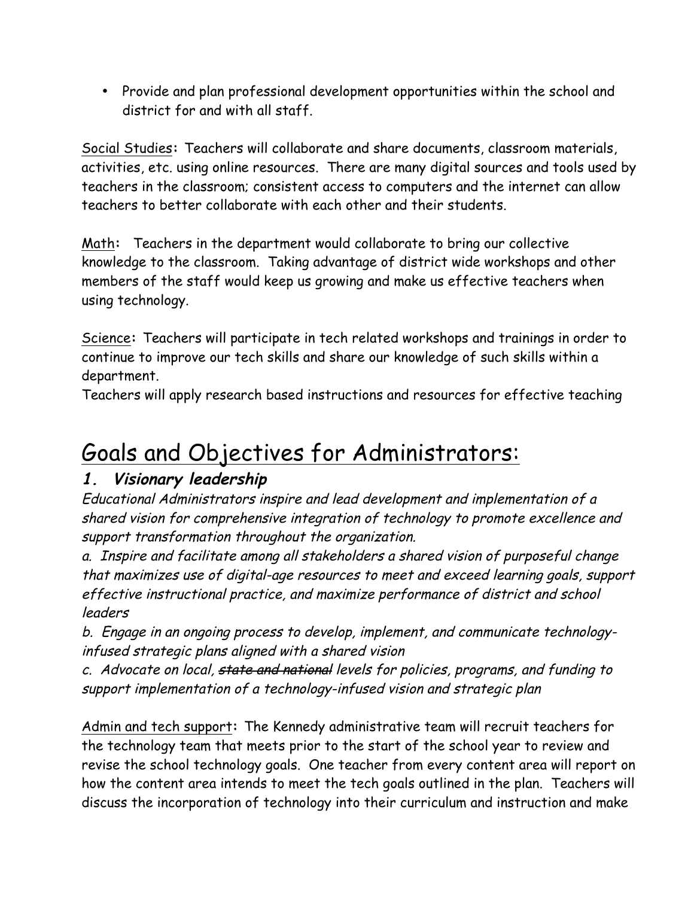- Provide and plan professional development opportunities within the school and district for and with all staff.

<u>Social Studies</u>**:** Teachers will collaborate and share documents, classroom materials, activities, etc. using online resources. There are many digital sources and tools used by teachers in the classroom; consistent access to computers and the internet can allow teachers to better collaborate with each other and their students.

<u>Math</u>**:** Teachers in the department would collaborate to bring our collective knowledge to the classroom. Taking advantage of district wide workshops and other members of the staff would keep us growing and make us effective teachers when using technology.

<u>Science</u>**:** Teachers will participate in tech related workshops and trainings in order to continue to improve our tech skills and share our knowledge of such skills within a department.
Teachers will apply research based instructions and resources for effective teaching

# <u>Goals and Objectives for Administrators:</u>

### ***1. Visionary leadership***

*Educational Administrators inspire and lead development and implementation of a shared vision for comprehensive integration of technology to promote excellence and support transformation throughout the organization.*

*a. Inspire and facilitate among all stakeholders a shared vision of purposeful change that maximizes use of digital-age resources to meet and exceed learning goals, support effective instructional practice, and maximize performance of district and school leaders*

*b. Engage in an ongoing process to develop, implement, and communicate technology-infused strategic plans aligned with a shared vision*

*c. Advocate on local, ~~state and national~~ levels for policies, programs, and funding to support implementation of a technology-infused vision and strategic plan*

<u>Admin and tech support</u>**:** The Kennedy administrative team will recruit teachers for the technology team that meets prior to the start of the school year to review and revise the school technology goals. One teacher from every content area will report on how the content area intends to meet the tech goals outlined in the plan. Teachers will discuss the incorporation of technology into their curriculum and instruction and make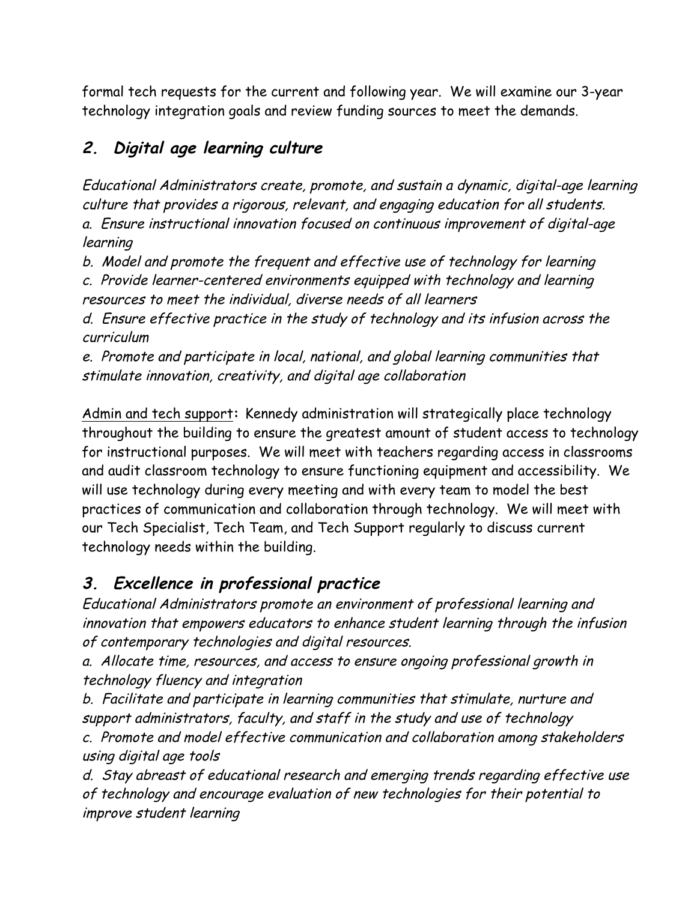formal tech requests for the current and following year. We will examine our 3-year technology integration goals and review funding sources to meet the demands.

## *2. Digital age learning culture*

*Educational Administrators create, promote, and sustain a dynamic, digital-age learning culture that provides a rigorous, relevant, and engaging education for all students.*
*a. Ensure instructional innovation focused on continuous improvement of digital-age learning*
*b. Model and promote the frequent and effective use of technology for learning*
*c. Provide learner-centered environments equipped with technology and learning resources to meet the individual, diverse needs of all learners*
*d. Ensure effective practice in the study of technology and its infusion across the curriculum*
*e. Promote and participate in local, national, and global learning communities that stimulate innovation, creativity, and digital age collaboration*

<u>Admin and tech support</u>**:** Kennedy administration will strategically place technology throughout the building to ensure the greatest amount of student access to technology for instructional purposes. We will meet with teachers regarding access in classrooms and audit classroom technology to ensure functioning equipment and accessibility. We will use technology during every meeting and with every team to model the best practices of communication and collaboration through technology. We will meet with our Tech Specialist, Tech Team, and Tech Support regularly to discuss current technology needs within the building.

## *3. Excellence in professional practice*

*Educational Administrators promote an environment of professional learning and innovation that empowers educators to enhance student learning through the infusion of contemporary technologies and digital resources.*
*a. Allocate time, resources, and access to ensure ongoing professional growth in technology fluency and integration*
*b. Facilitate and participate in learning communities that stimulate, nurture and support administrators, faculty, and staff in the study and use of technology*
*c. Promote and model effective communication and collaboration among stakeholders using digital age tools*
*d. Stay abreast of educational research and emerging trends regarding effective use of technology and encourage evaluation of new technologies for their potential to improve student learning*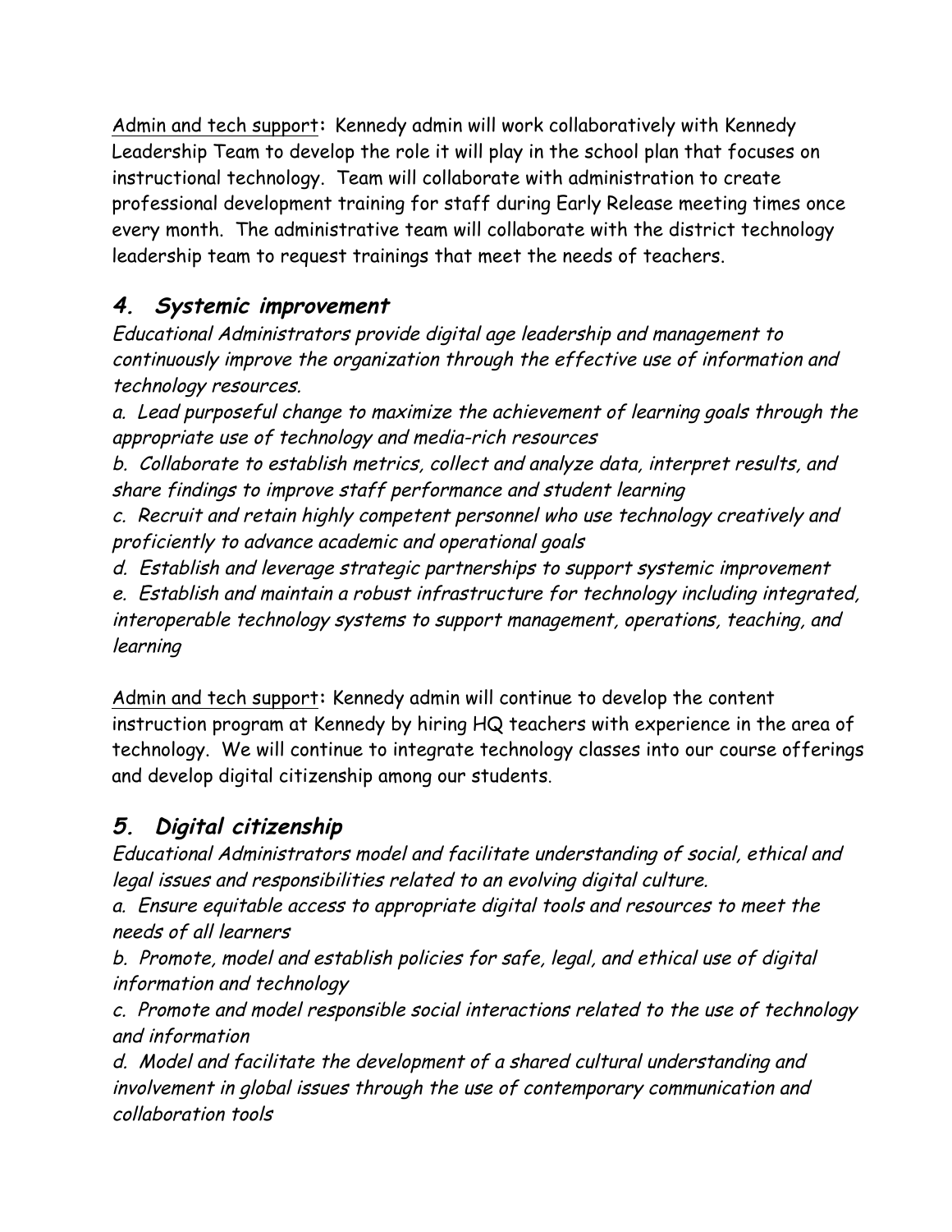<u>Admin and tech support</u>**:** Kennedy admin will work collaboratively with Kennedy Leadership Team to develop the role it will play in the school plan that focuses on instructional technology. Team will collaborate with administration to create professional development training for staff during Early Release meeting times once every month. The administrative team will collaborate with the district technology leadership team to request trainings that meet the needs of teachers.

## *4. Systemic improvement*

*Educational Administrators provide digital age leadership and management to continuously improve the organization through the effective use of information and technology resources.*

*a. Lead purposeful change to maximize the achievement of learning goals through the appropriate use of technology and media-rich resources*

*b. Collaborate to establish metrics, collect and analyze data, interpret results, and share findings to improve staff performance and student learning*

*c. Recruit and retain highly competent personnel who use technology creatively and proficiently to advance academic and operational goals*

*d. Establish and leverage strategic partnerships to support systemic improvement*

*e. Establish and maintain a robust infrastructure for technology including integrated, interoperable technology systems to support management, operations, teaching, and learning*

<u>Admin and tech support</u>**:** Kennedy admin will continue to develop the content instruction program at Kennedy by hiring HQ teachers with experience in the area of technology. We will continue to integrate technology classes into our course offerings and develop digital citizenship among our students.

## *5. Digital citizenship*

*Educational Administrators model and facilitate understanding of social, ethical and legal issues and responsibilities related to an evolving digital culture.*

*a. Ensure equitable access to appropriate digital tools and resources to meet the needs of all learners*

*b. Promote, model and establish policies for safe, legal, and ethical use of digital information and technology*

*c. Promote and model responsible social interactions related to the use of technology and information*

*d. Model and facilitate the development of a shared cultural understanding and involvement in global issues through the use of contemporary communication and collaboration tools*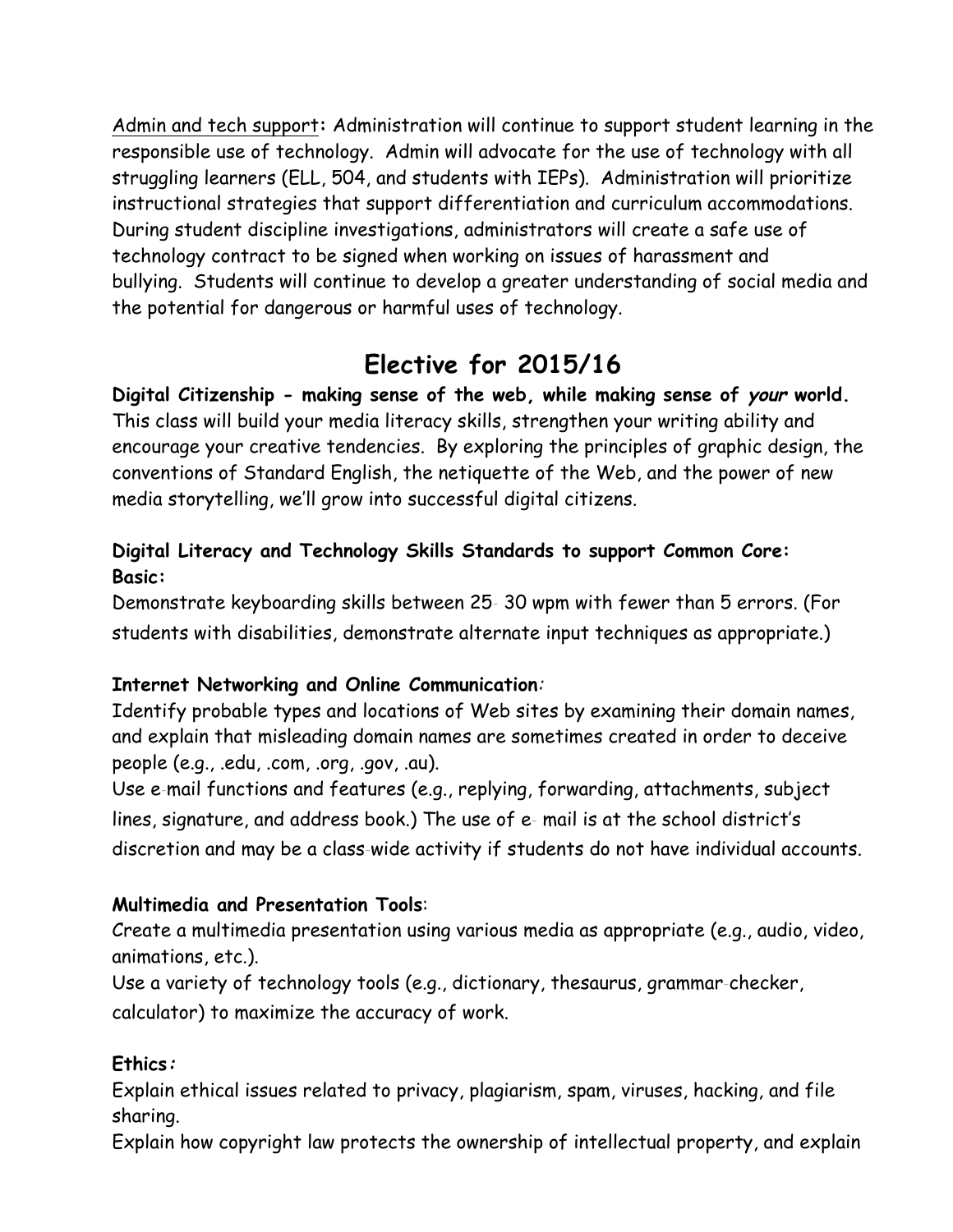Admin and tech support**:** Administration will continue to support student learning in the responsible use of technology. Admin will advocate for the use of technology with all struggling learners (ELL, 504, and students with IEPs). Administration will prioritize instructional strategies that support differentiation and curriculum accommodations. During student discipline investigations, administrators will create a safe use of technology contract to be signed when working on issues of harassment and bullying. Students will continue to develop a greater understanding of social media and the potential for dangerous or harmful uses of technology.

# Elective for 2015/16

**Digital Citizenship - making sense of the web, while making sense of *your* world.** This class will build your media literacy skills, strengthen your writing ability and encourage your creative tendencies. By exploring the principles of graphic design, the conventions of Standard English, the netiquette of the Web, and the power of new media storytelling, we'll grow into successful digital citizens.

**Digital Literacy and Technology Skills Standards to support Common Core:**
**Basic:**
Demonstrate keyboarding skills between 25- 30 wpm with fewer than 5 errors. (For students with disabilities, demonstrate alternate input techniques as appropriate.)

**Internet Networking and Online Communication*:***
Identify probable types and locations of Web sites by examining their domain names, and explain that misleading domain names are sometimes created in order to deceive people (e.g., .edu, .com, .org, .gov, .au).
Use e-mail functions and features (e.g., replying, forwarding, attachments, subject lines, signature, and address book.) The use of e- mail is at the school district's discretion and may be a class-wide activity if students do not have individual accounts.

**Multimedia and Presentation Tools**:
Create a multimedia presentation using various media as appropriate (e.g., audio, video, animations, etc.).
Use a variety of technology tools (e.g., dictionary, thesaurus, grammar-checker, calculator) to maximize the accuracy of work.

**Ethics*:***
Explain ethical issues related to privacy, plagiarism, spam, viruses, hacking, and file sharing.
Explain how copyright law protects the ownership of intellectual property, and explain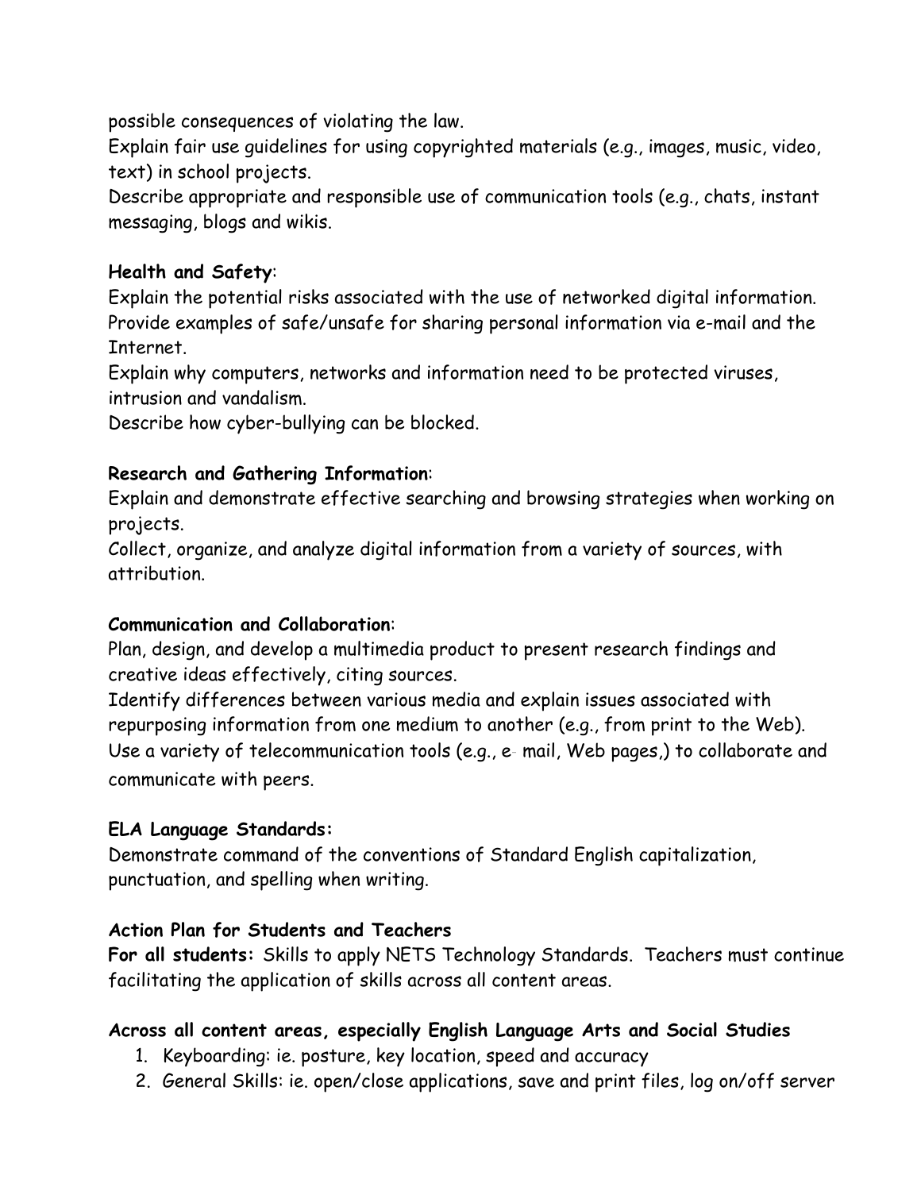possible consequences of violating the law.
Explain fair use guidelines for using copyrighted materials (e.g., images, music, video, text) in school projects.
Describe appropriate and responsible use of communication tools (e.g., chats, instant messaging, blogs and wikis.

**Health and Safety**:
Explain the potential risks associated with the use of networked digital information.
Provide examples of safe/unsafe for sharing personal information via e-mail and the Internet.
Explain why computers, networks and information need to be protected viruses, intrusion and vandalism.
Describe how cyber-bullying can be blocked.

**Research and Gathering Information**:
Explain and demonstrate effective searching and browsing strategies when working on projects.
Collect, organize, and analyze digital information from a variety of sources, with attribution.

**Communication and Collaboration**:
Plan, design, and develop a multimedia product to present research findings and creative ideas effectively, citing sources.
Identify differences between various media and explain issues associated with repurposing information from one medium to another (e.g., from print to the Web).
Use a variety of telecommunication tools (e.g., e- mail, Web pages,) to collaborate and communicate with peers.

**ELA Language Standards:**
Demonstrate command of the conventions of Standard English capitalization, punctuation, and spelling when writing.

**Action Plan for Students and Teachers**

**For all students:** Skills to apply NETS Technology Standards. Teachers must continue facilitating the application of skills across all content areas.

**Across all content areas, especially English Language Arts and Social Studies**

1. Keyboarding: ie. posture, key location, speed and accuracy
2. General Skills: ie. open/close applications, save and print files, log on/off server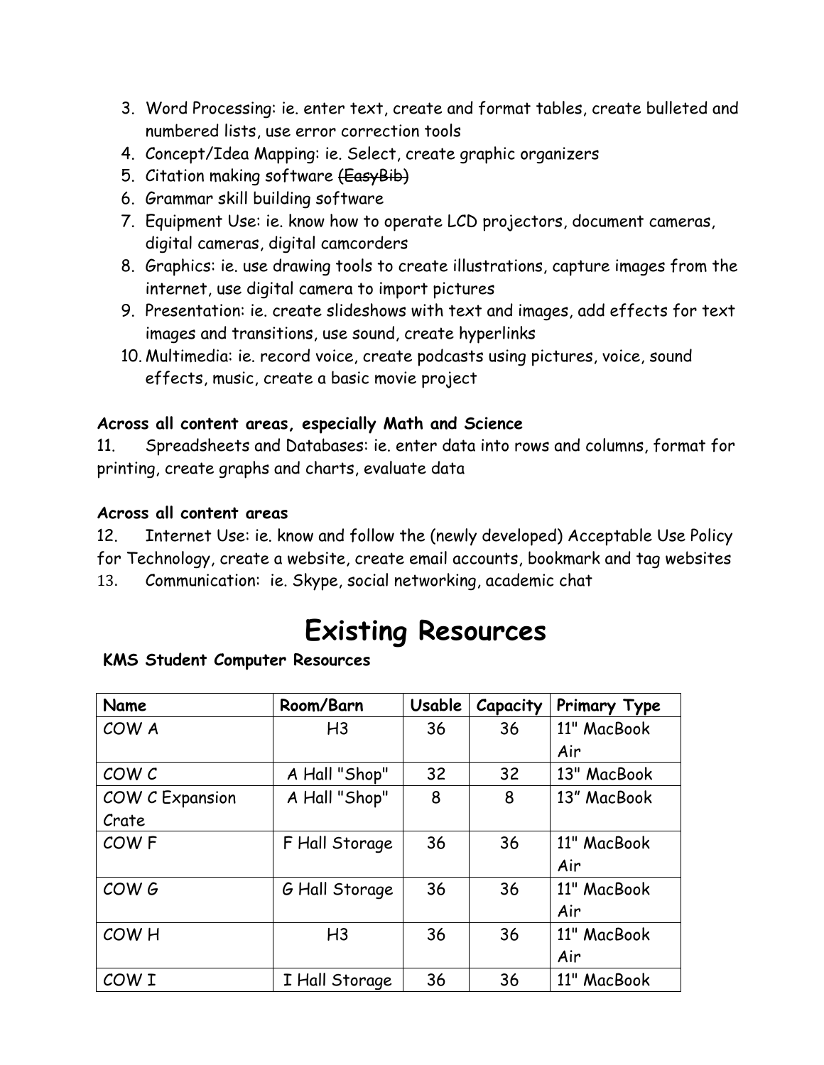3. Word Processing: ie. enter text, create and format tables, create bulleted and numbered lists, use error correction tools
4. Concept/Idea Mapping: ie. Select, create graphic organizers
5. Citation making software ~~(EasyBib)~~
6. Grammar skill building software
7. Equipment Use: ie. know how to operate LCD projectors, document cameras, digital cameras, digital camcorders
8. Graphics: ie. use drawing tools to create illustrations, capture images from the internet, use digital camera to import pictures
9. Presentation: ie. create slideshows with text and images, add effects for text images and transitions, use sound, create hyperlinks
10. Multimedia: ie. record voice, create podcasts using pictures, voice, sound effects, music, create a basic movie project

**Across all content areas, especially Math and Science**

11. Spreadsheets and Databases: ie. enter data into rows and columns, format for printing, create graphs and charts, evaluate data

**Across all content areas**

12. Internet Use: ie. know and follow the (newly developed) Acceptable Use Policy for Technology, create a website, create email accounts, bookmark and tag websites
13. Communication: ie. Skype, social networking, academic chat

# Existing Resources

**KMS Student Computer Resources**

| Name | Room/Barn | Usable | Capacity | Primary Type |
|---|---|---|---|---|
| COW A | H3 | 36 | 36 | 11" MacBook Air |
| COW C | A Hall "Shop" | 32 | 32 | 13" MacBook |
| COW C Expansion Crate | A Hall "Shop" | 8 | 8 | 13" MacBook |
| COW F | F Hall Storage | 36 | 36 | 11" MacBook Air |
| COW G | G Hall Storage | 36 | 36 | 11" MacBook Air |
| COW H | H3 | 36 | 36 | 11" MacBook Air |
| COW I | I Hall Storage | 36 | 36 | 11" MacBook |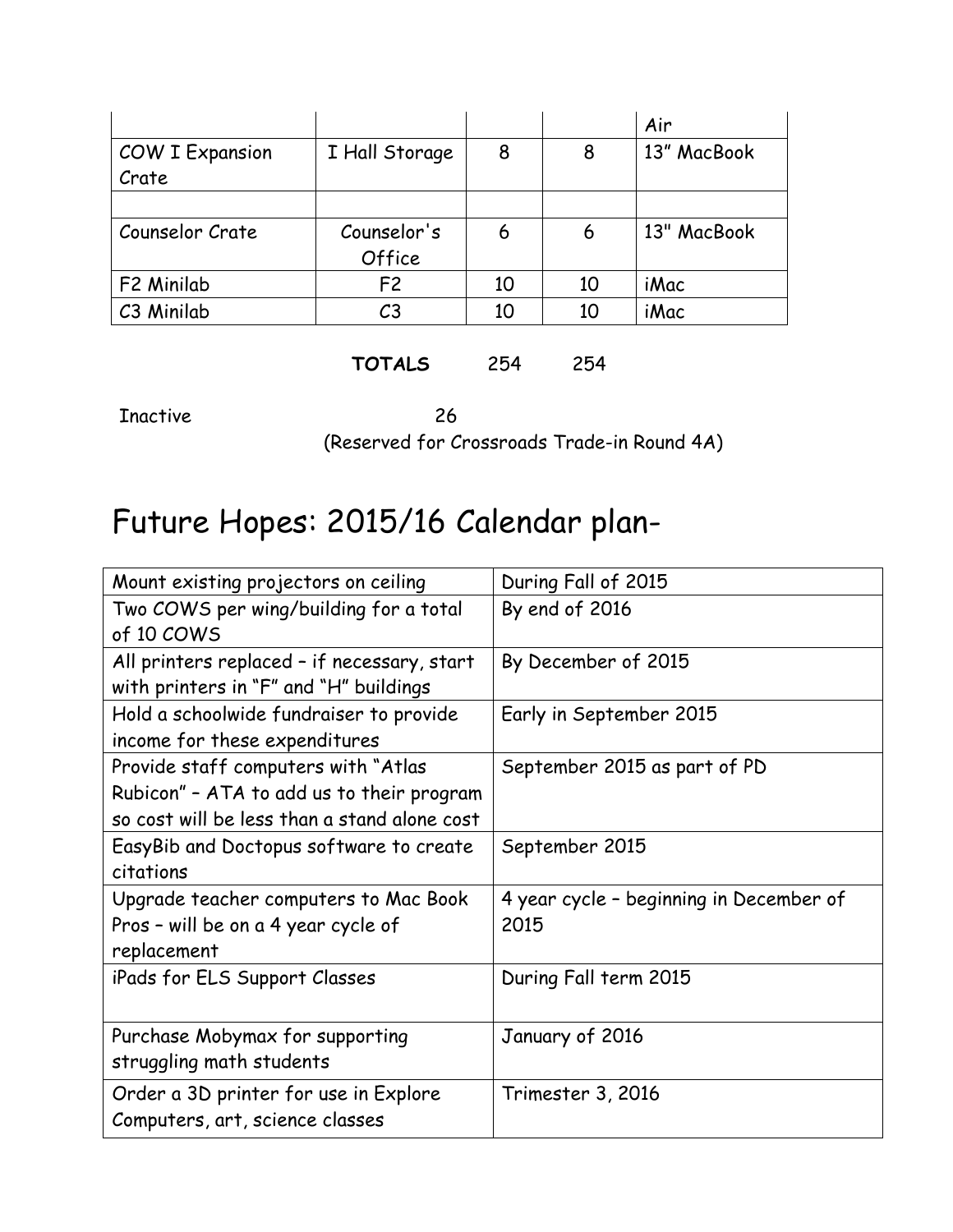| | | | | Air |
|---|---|---|---|---|
| COW I Expansion Crate | I Hall Storage | 8 | 8 | 13" MacBook |
| | | | | |
| Counselor Crate | Counselor's Office | 6 | 6 | 13" MacBook |
| F2 Minilab | F2 | 10 | 10 | iMac |
| C3 Minilab | C3 | 10 | 10 | iMac |

**TOTALS** 254 254

Inactive 26
(Reserved for Crossroads Trade-in Round 4A)

# Future Hopes: 2015/16 Calendar plan-

| Mount existing projectors on ceiling | During Fall of 2015 |
|---|---|
| Two COWS per wing/building for a total of 10 COWS | By end of 2016 |
| All printers replaced – if necessary, start with printers in "F" and "H" buildings | By December of 2015 |
| Hold a schoolwide fundraiser to provide income for these expenditures | Early in September 2015 |
| Provide staff computers with "Atlas Rubicon" – ATA to add us to their program so cost will be less than a stand alone cost | September 2015 as part of PD |
| EasyBib and Doctopus software to create citations | September 2015 |
| Upgrade teacher computers to Mac Book Pros – will be on a 4 year cycle of replacement | 4 year cycle – beginning in December of 2015 |
| iPads for ELS Support Classes | During Fall term 2015 |
| Purchase Mobymax for supporting struggling math students | January of 2016 |
| Order a 3D printer for use in Explore Computers, art, science classes | Trimester 3, 2016 |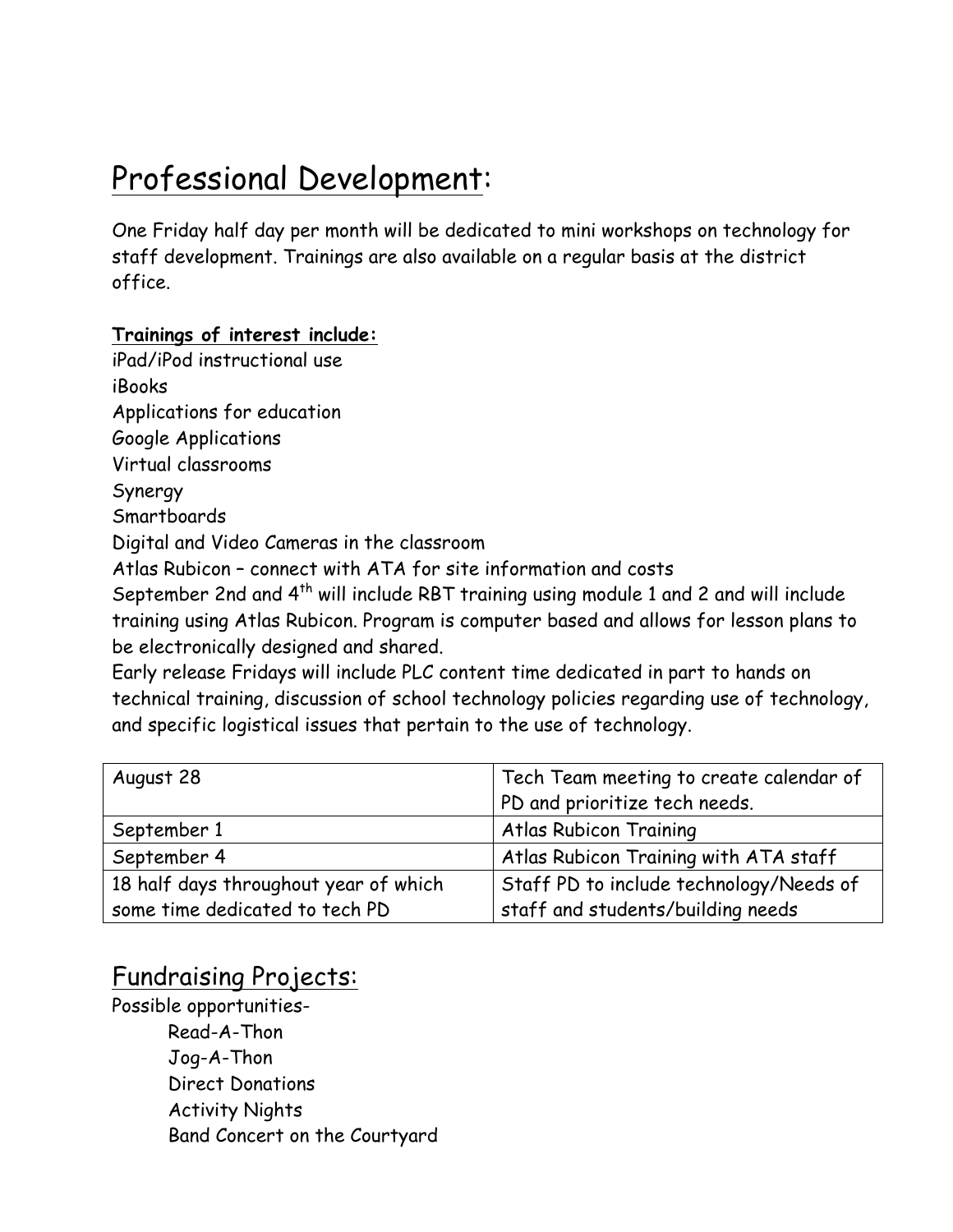## Professional Development:

One Friday half day per month will be dedicated to mini workshops on technology for staff development. Trainings are also available on a regular basis at the district office.

**Trainings of interest include:**

iPad/iPod instructional use
iBooks
Applications for education
Google Applications
Virtual classrooms
Synergy
Smartboards
Digital and Video Cameras in the classroom
Atlas Rubicon – connect with ATA for site information and costs
September 2nd and 4th will include RBT training using module 1 and 2 and will include training using Atlas Rubicon. Program is computer based and allows for lesson plans to be electronically designed and shared.
Early release Fridays will include PLC content time dedicated in part to hands on technical training, discussion of school technology policies regarding use of technology, and specific logistical issues that pertain to the use of technology.

| August 28 | Tech Team meeting to create calendar of PD and prioritize tech needs. |
|---|---|
| September 1 | Atlas Rubicon Training |
| September 4 | Atlas Rubicon Training with ATA staff |
| 18 half days throughout year of which some time dedicated to tech PD | Staff PD to include technology/Needs of staff and students/building needs |

## Fundraising Projects:

Possible opportunities-

- Read-A-Thon
- Jog-A-Thon
- Direct Donations
- Activity Nights
- Band Concert on the Courtyard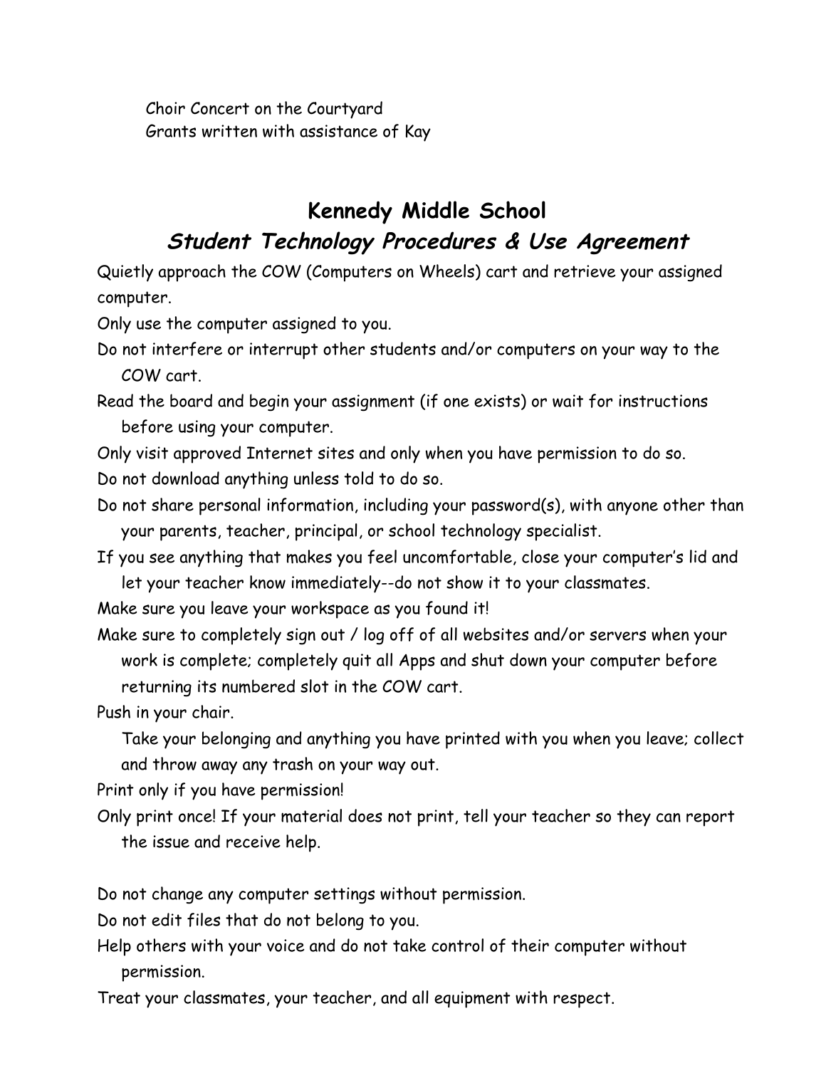Choir Concert on the Courtyard
Grants written with assistance of Kay

## Kennedy Middle School

## *Student Technology Procedures & Use Agreement*

Quietly approach the COW (Computers on Wheels) cart and retrieve your assigned computer.

Only use the computer assigned to you.

Do not interfere or interrupt other students and/or computers on your way to the COW cart.

Read the board and begin your assignment (if one exists) or wait for instructions before using your computer.

Only visit approved Internet sites and only when you have permission to do so.

Do not download anything unless told to do so.

Do not share personal information, including your password(s), with anyone other than your parents, teacher, principal, or school technology specialist.

If you see anything that makes you feel uncomfortable, close your computer's lid and let your teacher know immediately--do not show it to your classmates.

Make sure you leave your workspace as you found it!

Make sure to completely sign out / log off of all websites and/or servers when your work is complete; completely quit all Apps and shut down your computer before returning its numbered slot in the COW cart.

Push in your chair.

Take your belonging and anything you have printed with you when you leave; collect and throw away any trash on your way out.

Print only if you have permission!

Only print once! If your material does not print, tell your teacher so they can report the issue and receive help.

Do not change any computer settings without permission.

Do not edit files that do not belong to you.

Help others with your voice and do not take control of their computer without permission.

Treat your classmates, your teacher, and all equipment with respect.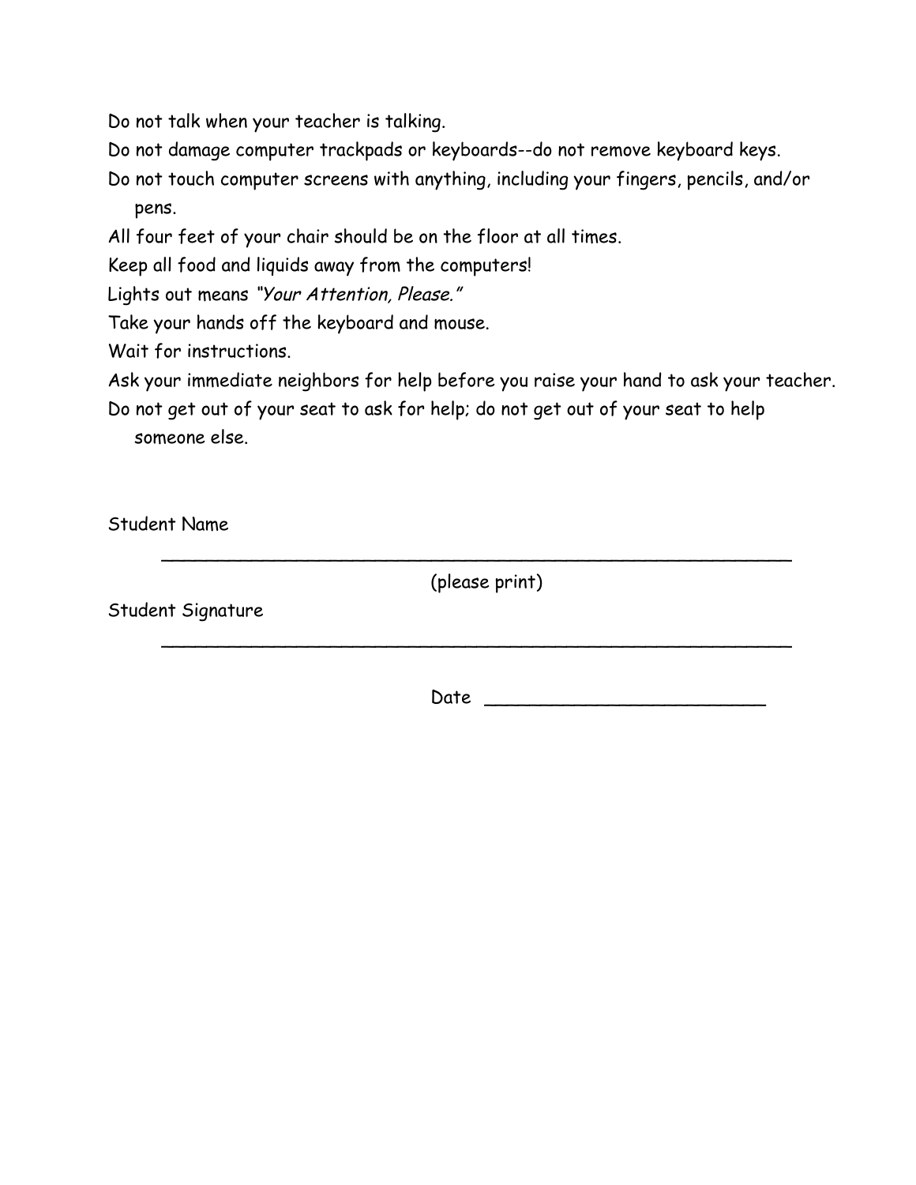Do not talk when your teacher is talking.

Do not damage computer trackpads or keyboards--do not remove keyboard keys.

Do not touch computer screens with anything, including your fingers, pencils, and/or pens.

All four feet of your chair should be on the floor at all times.

Keep all food and liquids away from the computers!

Lights out means *"Your Attention, Please."*

Take your hands off the keyboard and mouse.

Wait for instructions.

Ask your immediate neighbors for help before you raise your hand to ask your teacher.

Do not get out of your seat to ask for help; do not get out of your seat to help someone else.

Student Name

________________________________________________________

(please print)

Student Signature

________________________________________________________

Date _________________________